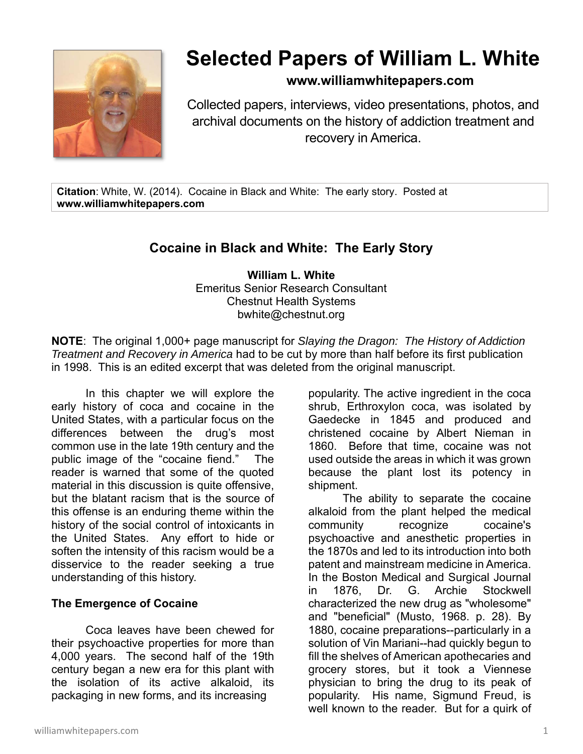# Selected Papers of William L. White

**www.williamwhitepapers.com**

Collected papers, interviews, video presentations, photos, and archival documents on the history of addiction treatment and recovery in America.

**Citation**: White, W. (2014). Cocaine in Black and White: The early story. Posted at **www.williamwhitepapers.com**

## Cocaine in Black and White: The Early Story

**William L. White**
Emeritus Senior Research Consultant
Chestnut Health Systems
bwhite@chestnut.org

**NOTE**: The original 1,000+ page manuscript for *Slaying the Dragon: The History of Addiction Treatment and Recovery in America* had to be cut by more than half before its first publication in 1998. This is an edited excerpt that was deleted from the original manuscript.

In this chapter we will explore the early history of coca and cocaine in the United States, with a particular focus on the differences between the drug's most common use in the late 19th century and the public image of the "cocaine fiend." The reader is warned that some of the quoted material in this discussion is quite offensive, but the blatant racism that is the source of this offense is an enduring theme within the history of the social control of intoxicants in the United States. Any effort to hide or soften the intensity of this racism would be a disservice to the reader seeking a true understanding of this history.

### The Emergence of Cocaine

Coca leaves have been chewed for their psychoactive properties for more than 4,000 years. The second half of the 19th century began a new era for this plant with the isolation of its active alkaloid, its packaging in new forms, and its increasing popularity. The active ingredient in the coca shrub, Erthroxylon coca, was isolated by Gaedecke in 1845 and produced and christened cocaine by Albert Nieman in 1860. Before that time, cocaine was not used outside the areas in which it was grown because the plant lost its potency in shipment.

The ability to separate the cocaine alkaloid from the plant helped the medical community recognize cocaine's psychoactive and anesthetic properties in the 1870s and led to its introduction into both patent and mainstream medicine in America. In the Boston Medical and Surgical Journal in 1876, Dr. G. Archie Stockwell characterized the new drug as "wholesome" and "beneficial" (Musto, 1968. p. 28). By 1880, cocaine preparations--particularly in a solution of Vin Mariani--had quickly begun to fill the shelves of American apothecaries and grocery stores, but it took a Viennese physician to bring the drug to its peak of popularity. His name, Sigmund Freud, is well known to the reader. But for a quirk of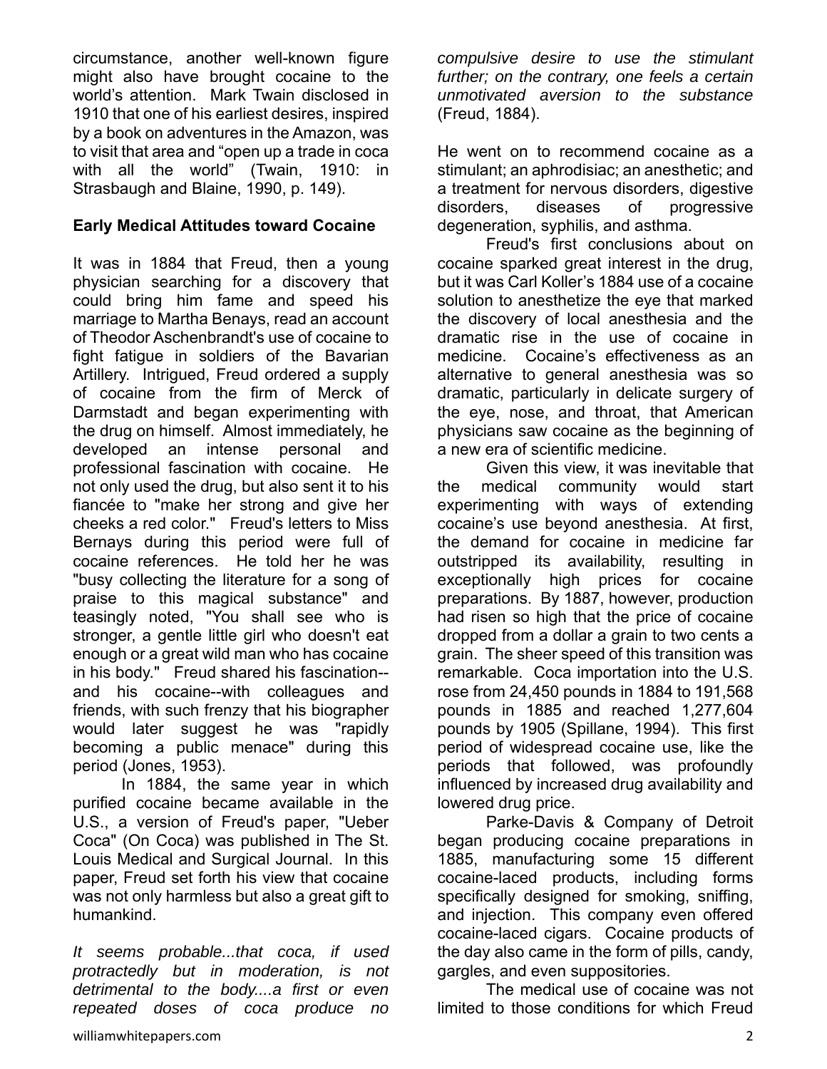circumstance, another well-known figure might also have brought cocaine to the world's attention. Mark Twain disclosed in 1910 that one of his earliest desires, inspired by a book on adventures in the Amazon, was to visit that area and "open up a trade in coca with all the world" (Twain, 1910: in Strasbaugh and Blaine, 1990, p. 149).

**Early Medical Attitudes toward Cocaine**

It was in 1884 that Freud, then a young physician searching for a discovery that could bring him fame and speed his marriage to Martha Benays, read an account of Theodor Aschenbrandt's use of cocaine to fight fatigue in soldiers of the Bavarian Artillery. Intrigued, Freud ordered a supply of cocaine from the firm of Merck of Darmstadt and began experimenting with the drug on himself. Almost immediately, he developed an intense personal and professional fascination with cocaine. He not only used the drug, but also sent it to his fiancée to "make her strong and give her cheeks a red color." Freud's letters to Miss Bernays during this period were full of cocaine references. He told her he was "busy collecting the literature for a song of praise to this magical substance" and teasingly noted, "You shall see who is stronger, a gentle little girl who doesn't eat enough or a great wild man who has cocaine in his body." Freud shared his fascination--and his cocaine--with colleagues and friends, with such frenzy that his biographer would later suggest he was "rapidly becoming a public menace" during this period (Jones, 1953).

In 1884, the same year in which purified cocaine became available in the U.S., a version of Freud's paper, "Ueber Coca" (On Coca) was published in The St. Louis Medical and Surgical Journal. In this paper, Freud set forth his view that cocaine was not only harmless but also a great gift to humankind.

*It seems probable...that coca, if used protractedly but in moderation, is not detrimental to the body....a first or even repeated doses of coca produce no compulsive desire to use the stimulant further; on the contrary, one feels a certain unmotivated aversion to the substance* (Freud, 1884).

He went on to recommend cocaine as a stimulant; an aphrodisiac; an anesthetic; and a treatment for nervous disorders, digestive disorders, diseases of progressive degeneration, syphilis, and asthma.

Freud's first conclusions about on cocaine sparked great interest in the drug, but it was Carl Koller's 1884 use of a cocaine solution to anesthetize the eye that marked the discovery of local anesthesia and the dramatic rise in the use of cocaine in medicine. Cocaine's effectiveness as an alternative to general anesthesia was so dramatic, particularly in delicate surgery of the eye, nose, and throat, that American physicians saw cocaine as the beginning of a new era of scientific medicine.

Given this view, it was inevitable that the medical community would start experimenting with ways of extending cocaine's use beyond anesthesia. At first, the demand for cocaine in medicine far outstripped its availability, resulting in exceptionally high prices for cocaine preparations. By 1887, however, production had risen so high that the price of cocaine dropped from a dollar a grain to two cents a grain. The sheer speed of this transition was remarkable. Coca importation into the U.S. rose from 24,450 pounds in 1884 to 191,568 pounds in 1885 and reached 1,277,604 pounds by 1905 (Spillane, 1994). This first period of widespread cocaine use, like the periods that followed, was profoundly influenced by increased drug availability and lowered drug price.

Parke-Davis & Company of Detroit began producing cocaine preparations in 1885, manufacturing some 15 different cocaine-laced products, including forms specifically designed for smoking, sniffing, and injection. This company even offered cocaine-laced cigars. Cocaine products of the day also came in the form of pills, candy, gargles, and even suppositories.

The medical use of cocaine was not limited to those conditions for which Freud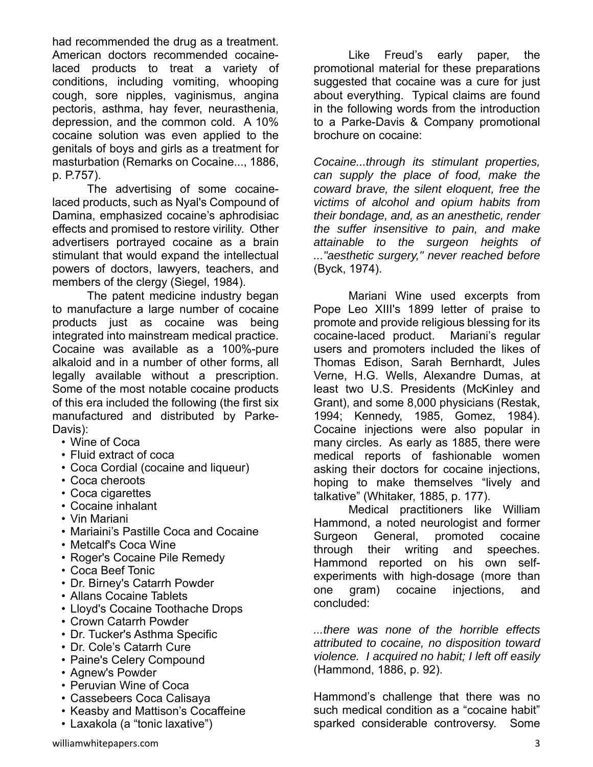had recommended the drug as a treatment. American doctors recommended cocaine-laced products to treat a variety of conditions, including vomiting, whooping cough, sore nipples, vaginismus, angina pectoris, asthma, hay fever, neurasthenia, depression, and the common cold. A 10% cocaine solution was even applied to the genitals of boys and girls as a treatment for masturbation (Remarks on Cocaine..., 1886, p. P.757).

The advertising of some cocaine-laced products, such as Nyal's Compound of Damina, emphasized cocaine's aphrodisiac effects and promised to restore virility. Other advertisers portrayed cocaine as a brain stimulant that would expand the intellectual powers of doctors, lawyers, teachers, and members of the clergy (Siegel, 1984).

The patent medicine industry began to manufacture a large number of cocaine products just as cocaine was being integrated into mainstream medical practice. Cocaine was available as a 100%-pure alkaloid and in a number of other forms, all legally available without a prescription. Some of the most notable cocaine products of this era included the following (the first six manufactured and distributed by Parke-Davis):

- Wine of Coca
- Fluid extract of coca
- Coca Cordial (cocaine and liqueur)
- Coca cheroots
- Coca cigarettes
- Cocaine inhalant
- Vin Mariani
- Mariaini's Pastille Coca and Cocaine
- Metcalf's Coca Wine
- Roger's Cocaine Pile Remedy
- Coca Beef Tonic
- Dr. Birney's Catarrh Powder
- Allans Cocaine Tablets
- Lloyd's Cocaine Toothache Drops
- Crown Catarrh Powder
- Dr. Tucker's Asthma Specific
- Dr. Cole's Catarrh Cure
- Paine's Celery Compound
- Agnew's Powder
- Peruvian Wine of Coca
- Cassebeers Coca Calisaya
- Keasby and Mattison's Cocaffeine
- Laxakola (a "tonic laxative")

Like Freud's early paper, the promotional material for these preparations suggested that cocaine was a cure for just about everything. Typical claims are found in the following words from the introduction to a Parke-Davis & Company promotional brochure on cocaine:

*Cocaine...through its stimulant properties, can supply the place of food, make the coward brave, the silent eloquent, free the victims of alcohol and opium habits from their bondage, and, as an anesthetic, render the suffer insensitive to pain, and make attainable to the surgeon heights of ..."aesthetic surgery," never reached before* (Byck, 1974).

Mariani Wine used excerpts from Pope Leo XIII's 1899 letter of praise to promote and provide religious blessing for its cocaine-laced product. Mariani's regular users and promoters included the likes of Thomas Edison, Sarah Bernhardt, Jules Verne, H.G. Wells, Alexandre Dumas, at least two U.S. Presidents (McKinley and Grant), and some 8,000 physicians (Restak, 1994; Kennedy, 1985, Gomez, 1984). Cocaine injections were also popular in many circles. As early as 1885, there were medical reports of fashionable women asking their doctors for cocaine injections, hoping to make themselves "lively and talkative" (Whitaker, 1885, p. 177).

Medical practitioners like William Hammond, a noted neurologist and former Surgeon General, promoted cocaine through their writing and speeches. Hammond reported on his own self-experiments with high-dosage (more than one gram) cocaine injections, and concluded:

*...there was none of the horrible effects attributed to cocaine, no disposition toward violence. I acquired no habit; I left off easily* (Hammond, 1886, p. 92).

Hammond's challenge that there was no such medical condition as a "cocaine habit" sparked considerable controversy. Some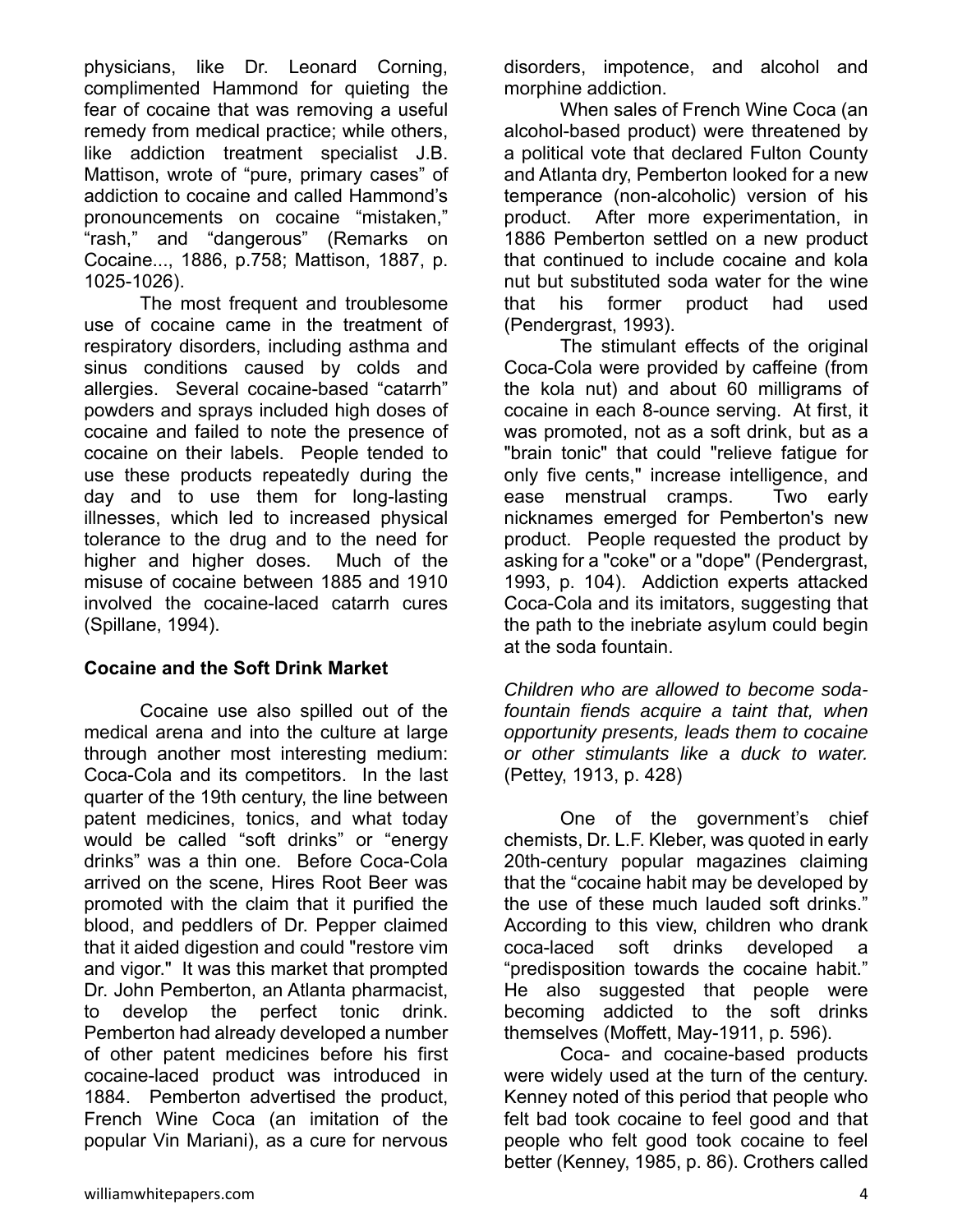physicians, like Dr. Leonard Corning, complimented Hammond for quieting the fear of cocaine that was removing a useful remedy from medical practice; while others, like addiction treatment specialist J.B. Mattison, wrote of "pure, primary cases" of addiction to cocaine and called Hammond's pronouncements on cocaine "mistaken," "rash," and "dangerous" (Remarks on Cocaine..., 1886, p.758; Mattison, 1887, p. 1025-1026).

The most frequent and troublesome use of cocaine came in the treatment of respiratory disorders, including asthma and sinus conditions caused by colds and allergies. Several cocaine-based "catarrh" powders and sprays included high doses of cocaine and failed to note the presence of cocaine on their labels. People tended to use these products repeatedly during the day and to use them for long-lasting illnesses, which led to increased physical tolerance to the drug and to the need for higher and higher doses. Much of the misuse of cocaine between 1885 and 1910 involved the cocaine-laced catarrh cures (Spillane, 1994).

**Cocaine and the Soft Drink Market**

Cocaine use also spilled out of the medical arena and into the culture at large through another most interesting medium: Coca-Cola and its competitors. In the last quarter of the 19th century, the line between patent medicines, tonics, and what today would be called "soft drinks" or "energy drinks" was a thin one. Before Coca-Cola arrived on the scene, Hires Root Beer was promoted with the claim that it purified the blood, and peddlers of Dr. Pepper claimed that it aided digestion and could "restore vim and vigor." It was this market that prompted Dr. John Pemberton, an Atlanta pharmacist, to develop the perfect tonic drink. Pemberton had already developed a number of other patent medicines before his first cocaine-laced product was introduced in 1884. Pemberton advertised the product, French Wine Coca (an imitation of the popular Vin Mariani), as a cure for nervous disorders, impotence, and alcohol and morphine addiction.

When sales of French Wine Coca (an alcohol-based product) were threatened by a political vote that declared Fulton County and Atlanta dry, Pemberton looked for a new temperance (non-alcoholic) version of his product. After more experimentation, in 1886 Pemberton settled on a new product that continued to include cocaine and kola nut but substituted soda water for the wine that his former product had used (Pendergrast, 1993).

The stimulant effects of the original Coca-Cola were provided by caffeine (from the kola nut) and about 60 milligrams of cocaine in each 8-ounce serving. At first, it was promoted, not as a soft drink, but as a "brain tonic" that could "relieve fatigue for only five cents," increase intelligence, and ease menstrual cramps. Two early nicknames emerged for Pemberton's new product. People requested the product by asking for a "coke" or a "dope" (Pendergrast, 1993, p. 104). Addiction experts attacked Coca-Cola and its imitators, suggesting that the path to the inebriate asylum could begin at the soda fountain.

*Children who are allowed to become soda-fountain fiends acquire a taint that, when opportunity presents, leads them to cocaine or other stimulants like a duck to water.* (Pettey, 1913, p. 428)

One of the government's chief chemists, Dr. L.F. Kleber, was quoted in early 20th-century popular magazines claiming that the "cocaine habit may be developed by the use of these much lauded soft drinks." According to this view, children who drank coca-laced soft drinks developed a "predisposition towards the cocaine habit." He also suggested that people were becoming addicted to the soft drinks themselves (Moffett, May-1911, p. 596).

Coca- and cocaine-based products were widely used at the turn of the century. Kenney noted of this period that people who felt bad took cocaine to feel good and that people who felt good took cocaine to feel better (Kenney, 1985, p. 86). Crothers called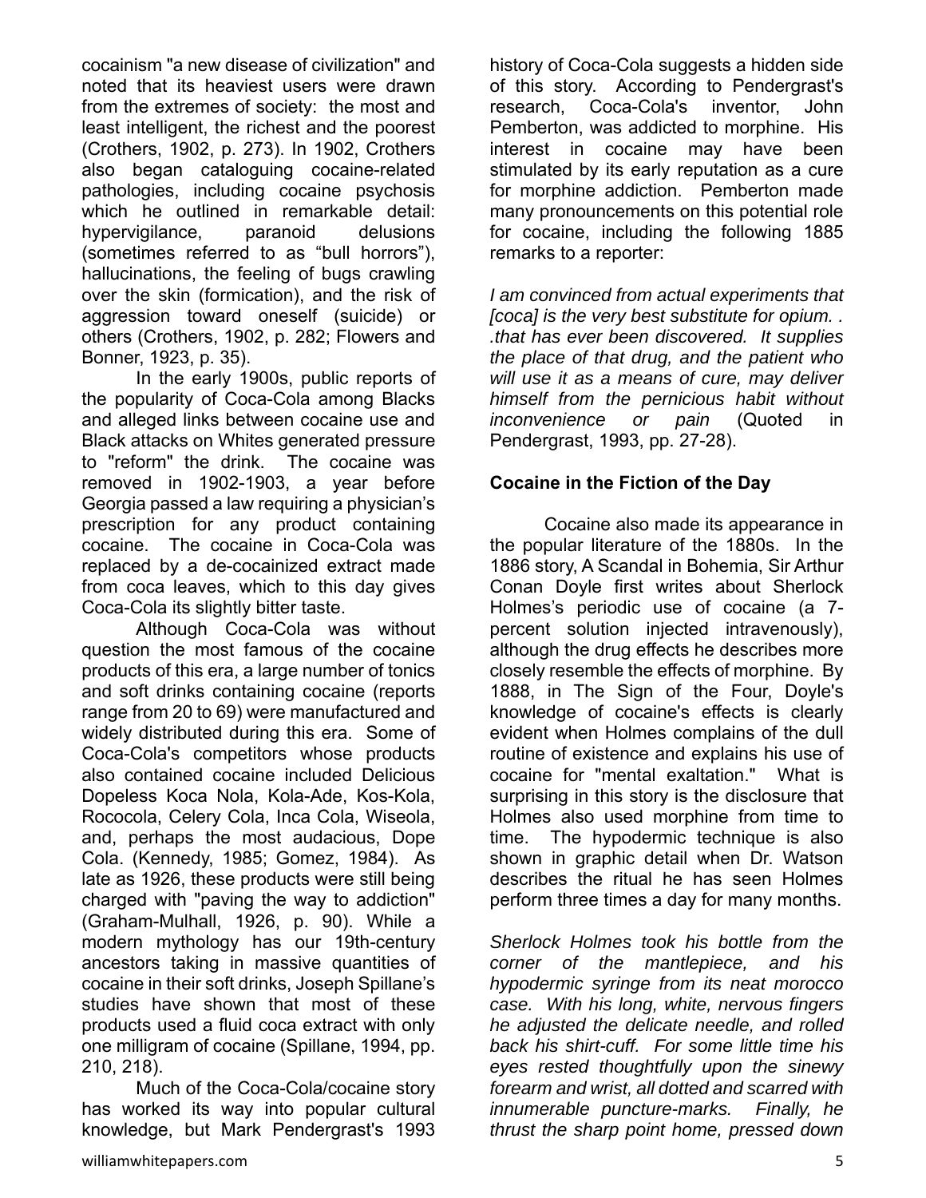cocainism "a new disease of civilization" and noted that its heaviest users were drawn from the extremes of society: the most and least intelligent, the richest and the poorest (Crothers, 1902, p. 273). In 1902, Crothers also began cataloguing cocaine-related pathologies, including cocaine psychosis which he outlined in remarkable detail: hypervigilance, paranoid delusions (sometimes referred to as "bull horrors"), hallucinations, the feeling of bugs crawling over the skin (formication), and the risk of aggression toward oneself (suicide) or others (Crothers, 1902, p. 282; Flowers and Bonner, 1923, p. 35).

In the early 1900s, public reports of the popularity of Coca-Cola among Blacks and alleged links between cocaine use and Black attacks on Whites generated pressure to "reform" the drink. The cocaine was removed in 1902-1903, a year before Georgia passed a law requiring a physician's prescription for any product containing cocaine. The cocaine in Coca-Cola was replaced by a de-cocainized extract made from coca leaves, which to this day gives Coca-Cola its slightly bitter taste.

Although Coca-Cola was without question the most famous of the cocaine products of this era, a large number of tonics and soft drinks containing cocaine (reports range from 20 to 69) were manufactured and widely distributed during this era. Some of Coca-Cola's competitors whose products also contained cocaine included Delicious Dopeless Koca Nola, Kola-Ade, Kos-Kola, Rococola, Celery Cola, Inca Cola, Wiseola, and, perhaps the most audacious, Dope Cola. (Kennedy, 1985; Gomez, 1984). As late as 1926, these products were still being charged with "paving the way to addiction" (Graham-Mulhall, 1926, p. 90). While a modern mythology has our 19th-century ancestors taking in massive quantities of cocaine in their soft drinks, Joseph Spillane's studies have shown that most of these products used a fluid coca extract with only one milligram of cocaine (Spillane, 1994, pp. 210, 218).

Much of the Coca-Cola/cocaine story has worked its way into popular cultural knowledge, but Mark Pendergrast's 1993 history of Coca-Cola suggests a hidden side of this story. According to Pendergrast's research, Coca-Cola's inventor, John Pemberton, was addicted to morphine. His interest in cocaine may have been stimulated by its early reputation as a cure for morphine addiction. Pemberton made many pronouncements on this potential role for cocaine, including the following 1885 remarks to a reporter:

*I am convinced from actual experiments that [coca] is the very best substitute for opium. . .that has ever been discovered. It supplies the place of that drug, and the patient who will use it as a means of cure, may deliver himself from the pernicious habit without inconvenience or pain* (Quoted in Pendergrast, 1993, pp. 27-28).

**Cocaine in the Fiction of the Day**

Cocaine also made its appearance in the popular literature of the 1880s. In the 1886 story, A Scandal in Bohemia, Sir Arthur Conan Doyle first writes about Sherlock Holmes's periodic use of cocaine (a 7-percent solution injected intravenously), although the drug effects he describes more closely resemble the effects of morphine. By 1888, in The Sign of the Four, Doyle's knowledge of cocaine's effects is clearly evident when Holmes complains of the dull routine of existence and explains his use of cocaine for "mental exaltation." What is surprising in this story is the disclosure that Holmes also used morphine from time to time. The hypodermic technique is also shown in graphic detail when Dr. Watson describes the ritual he has seen Holmes perform three times a day for many months.

*Sherlock Holmes took his bottle from the corner of the mantlepiece, and his hypodermic syringe from its neat morocco case. With his long, white, nervous fingers he adjusted the delicate needle, and rolled back his shirt-cuff. For some little time his eyes rested thoughtfully upon the sinewy forearm and wrist, all dotted and scarred with innumerable puncture-marks. Finally, he thrust the sharp point home, pressed down*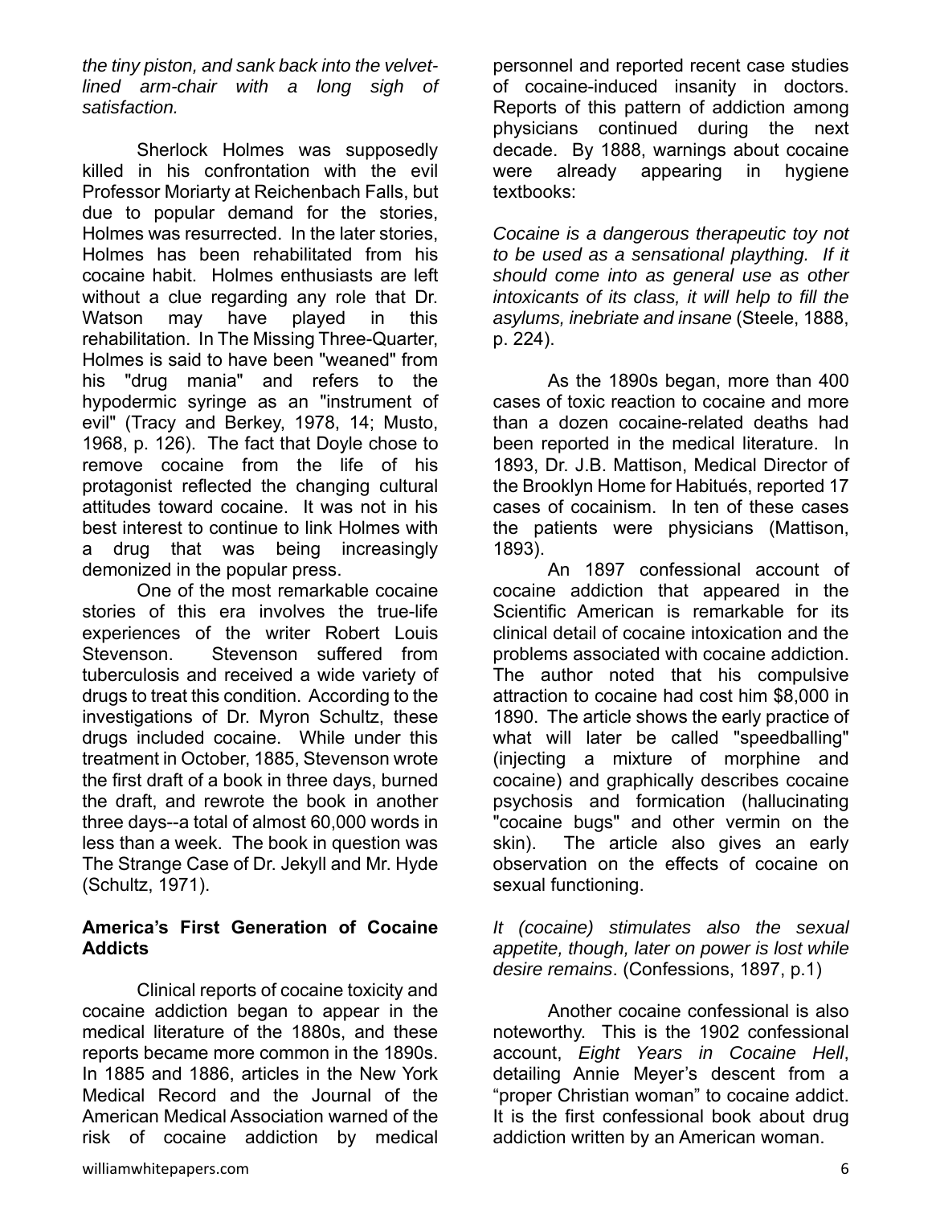*the tiny piston, and sank back into the velvet-lined arm-chair with a long sigh of satisfaction.*

Sherlock Holmes was supposedly killed in his confrontation with the evil Professor Moriarty at Reichenbach Falls, but due to popular demand for the stories, Holmes was resurrected. In the later stories, Holmes has been rehabilitated from his cocaine habit. Holmes enthusiasts are left without a clue regarding any role that Dr. Watson may have played in this rehabilitation. In The Missing Three-Quarter, Holmes is said to have been "weaned" from his "drug mania" and refers to the hypodermic syringe as an "instrument of evil" (Tracy and Berkey, 1978, 14; Musto, 1968, p. 126). The fact that Doyle chose to remove cocaine from the life of his protagonist reflected the changing cultural attitudes toward cocaine. It was not in his best interest to continue to link Holmes with a drug that was being increasingly demonized in the popular press.

One of the most remarkable cocaine stories of this era involves the true-life experiences of the writer Robert Louis Stevenson. Stevenson suffered from tuberculosis and received a wide variety of drugs to treat this condition. According to the investigations of Dr. Myron Schultz, these drugs included cocaine. While under this treatment in October, 1885, Stevenson wrote the first draft of a book in three days, burned the draft, and rewrote the book in another three days--a total of almost 60,000 words in less than a week. The book in question was The Strange Case of Dr. Jekyll and Mr. Hyde (Schultz, 1971).

## America's First Generation of Cocaine Addicts

Clinical reports of cocaine toxicity and cocaine addiction began to appear in the medical literature of the 1880s, and these reports became more common in the 1890s. In 1885 and 1886, articles in the New York Medical Record and the Journal of the American Medical Association warned of the risk of cocaine addiction by medical personnel and reported recent case studies of cocaine-induced insanity in doctors. Reports of this pattern of addiction among physicians continued during the next decade. By 1888, warnings about cocaine were already appearing in hygiene textbooks:

*Cocaine is a dangerous therapeutic toy not to be used as a sensational plaything. If it should come into as general use as other intoxicants of its class, it will help to fill the asylums, inebriate and insane* (Steele, 1888, p. 224).

As the 1890s began, more than 400 cases of toxic reaction to cocaine and more than a dozen cocaine-related deaths had been reported in the medical literature. In 1893, Dr. J.B. Mattison, Medical Director of the Brooklyn Home for Habitués, reported 17 cases of cocainism. In ten of these cases the patients were physicians (Mattison, 1893).

An 1897 confessional account of cocaine addiction that appeared in the Scientific American is remarkable for its clinical detail of cocaine intoxication and the problems associated with cocaine addiction. The author noted that his compulsive attraction to cocaine had cost him $8,000 in 1890. The article shows the early practice of what will later be called "speedballing" (injecting a mixture of morphine and cocaine) and graphically describes cocaine psychosis and formication (hallucinating "cocaine bugs" and other vermin on the skin). The article also gives an early observation on the effects of cocaine on sexual functioning.

*It (cocaine) stimulates also the sexual appetite, though, later on power is lost while desire remains*. (Confessions, 1897, p.1)

Another cocaine confessional is also noteworthy. This is the 1902 confessional account, *Eight Years in Cocaine Hell*, detailing Annie Meyer's descent from a "proper Christian woman" to cocaine addict. It is the first confessional book about drug addiction written by an American woman.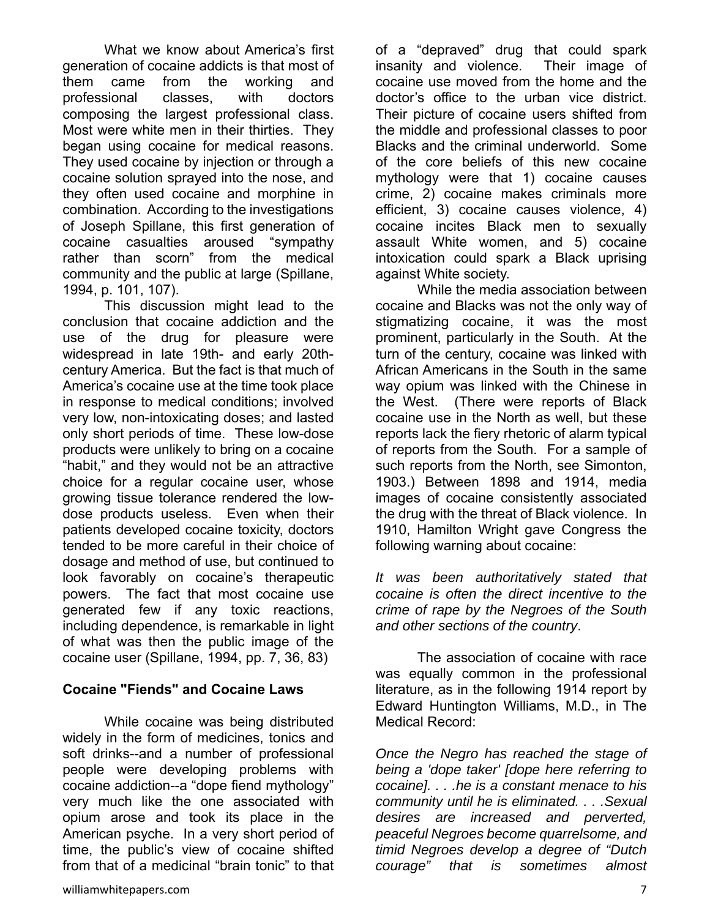What we know about America's first generation of cocaine addicts is that most of them came from the working and professional classes, with doctors composing the largest professional class. Most were white men in their thirties. They began using cocaine for medical reasons. They used cocaine by injection or through a cocaine solution sprayed into the nose, and they often used cocaine and morphine in combination. According to the investigations of Joseph Spillane, this first generation of cocaine casualties aroused "sympathy rather than scorn" from the medical community and the public at large (Spillane, 1994, p. 101, 107).

This discussion might lead to the conclusion that cocaine addiction and the use of the drug for pleasure were widespread in late 19th- and early 20th-century America. But the fact is that much of America's cocaine use at the time took place in response to medical conditions; involved very low, non-intoxicating doses; and lasted only short periods of time. These low-dose products were unlikely to bring on a cocaine "habit," and they would not be an attractive choice for a regular cocaine user, whose growing tissue tolerance rendered the low-dose products useless. Even when their patients developed cocaine toxicity, doctors tended to be more careful in their choice of dosage and method of use, but continued to look favorably on cocaine's therapeutic powers. The fact that most cocaine use generated few if any toxic reactions, including dependence, is remarkable in light of what was then the public image of the cocaine user (Spillane, 1994, pp. 7, 36, 83)

**Cocaine "Fiends" and Cocaine Laws**

While cocaine was being distributed widely in the form of medicines, tonics and soft drinks--and a number of professional people were developing problems with cocaine addiction--a "dope fiend mythology" very much like the one associated with opium arose and took its place in the American psyche. In a very short period of time, the public's view of cocaine shifted from that of a medicinal "brain tonic" to that of a "depraved" drug that could spark insanity and violence. Their image of cocaine use moved from the home and the doctor's office to the urban vice district. Their picture of cocaine users shifted from the middle and professional classes to poor Blacks and the criminal underworld. Some of the core beliefs of this new cocaine mythology were that 1) cocaine causes crime, 2) cocaine makes criminals more efficient, 3) cocaine causes violence, 4) cocaine incites Black men to sexually assault White women, and 5) cocaine intoxication could spark a Black uprising against White society.

While the media association between cocaine and Blacks was not the only way of stigmatizing cocaine, it was the most prominent, particularly in the South. At the turn of the century, cocaine was linked with African Americans in the South in the same way opium was linked with the Chinese in the West. (There were reports of Black cocaine use in the North as well, but these reports lack the fiery rhetoric of alarm typical of reports from the South. For a sample of such reports from the North, see Simonton, 1903.) Between 1898 and 1914, media images of cocaine consistently associated the drug with the threat of Black violence. In 1910, Hamilton Wright gave Congress the following warning about cocaine:

*It was been authoritatively stated that cocaine is often the direct incentive to the crime of rape by the Negroes of the South and other sections of the country*.

The association of cocaine with race was equally common in the professional literature, as in the following 1914 report by Edward Huntington Williams, M.D., in The Medical Record:

*Once the Negro has reached the stage of being a 'dope taker' [dope here referring to cocaine]. . . .he is a constant menace to his community until he is eliminated. . . .Sexual desires are increased and perverted, peaceful Negroes become quarrelsome, and timid Negroes develop a degree of "Dutch courage" that is sometimes almost*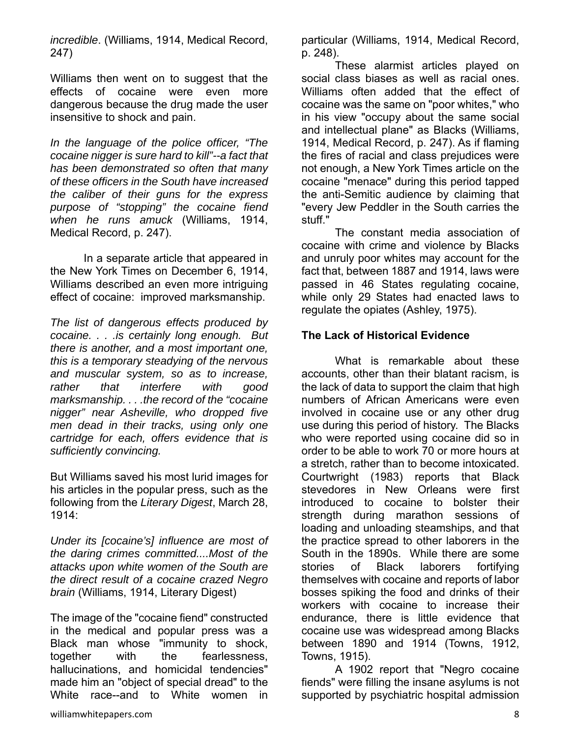*incredible*. (Williams, 1914, Medical Record, 247)

Williams then went on to suggest that the effects of cocaine were even more dangerous because the drug made the user insensitive to shock and pain.

*In the language of the police officer, "The cocaine nigger is sure hard to kill"--a fact that has been demonstrated so often that many of these officers in the South have increased the caliber of their guns for the express purpose of "stopping" the cocaine fiend when he runs amuck* (Williams, 1914, Medical Record, p. 247).

In a separate article that appeared in the New York Times on December 6, 1914, Williams described an even more intriguing effect of cocaine: improved marksmanship.

*The list of dangerous effects produced by cocaine. . . .is certainly long enough. But there is another, and a most important one, this is a temporary steadying of the nervous and muscular system, so as to increase, rather that interfere with good marksmanship. . . .the record of the "cocaine nigger" near Asheville, who dropped five men dead in their tracks, using only one cartridge for each, offers evidence that is sufficiently convincing.*

But Williams saved his most lurid images for his articles in the popular press, such as the following from the *Literary Digest*, March 28, 1914:

*Under its [cocaine's] influence are most of the daring crimes committed....Most of the attacks upon white women of the South are the direct result of a cocaine crazed Negro brain* (Williams, 1914, Literary Digest)

The image of the "cocaine fiend" constructed in the medical and popular press was a Black man whose "immunity to shock, together with the fearlessness, hallucinations, and homicidal tendencies" made him an "object of special dread" to the White race--and to White women in particular (Williams, 1914, Medical Record, p. 248).

These alarmist articles played on social class biases as well as racial ones. Williams often added that the effect of cocaine was the same on "poor whites," who in his view "occupy about the same social and intellectual plane" as Blacks (Williams, 1914, Medical Record, p. 247). As if flaming the fires of racial and class prejudices were not enough, a New York Times article on the cocaine "menace" during this period tapped the anti-Semitic audience by claiming that "every Jew Peddler in the South carries the stuff."

The constant media association of cocaine with crime and violence by Blacks and unruly poor whites may account for the fact that, between 1887 and 1914, laws were passed in 46 States regulating cocaine, while only 29 States had enacted laws to regulate the opiates (Ashley, 1975).

**The Lack of Historical Evidence**

What is remarkable about these accounts, other than their blatant racism, is the lack of data to support the claim that high numbers of African Americans were even involved in cocaine use or any other drug use during this period of history. The Blacks who were reported using cocaine did so in order to be able to work 70 or more hours at a stretch, rather than to become intoxicated. Courtwright (1983) reports that Black stevedores in New Orleans were first introduced to cocaine to bolster their strength during marathon sessions of loading and unloading steamships, and that the practice spread to other laborers in the South in the 1890s. While there are some stories of Black laborers fortifying themselves with cocaine and reports of labor bosses spiking the food and drinks of their workers with cocaine to increase their endurance, there is little evidence that cocaine use was widespread among Blacks between 1890 and 1914 (Towns, 1912, Towns, 1915).

A 1902 report that "Negro cocaine fiends" were filling the insane asylums is not supported by psychiatric hospital admission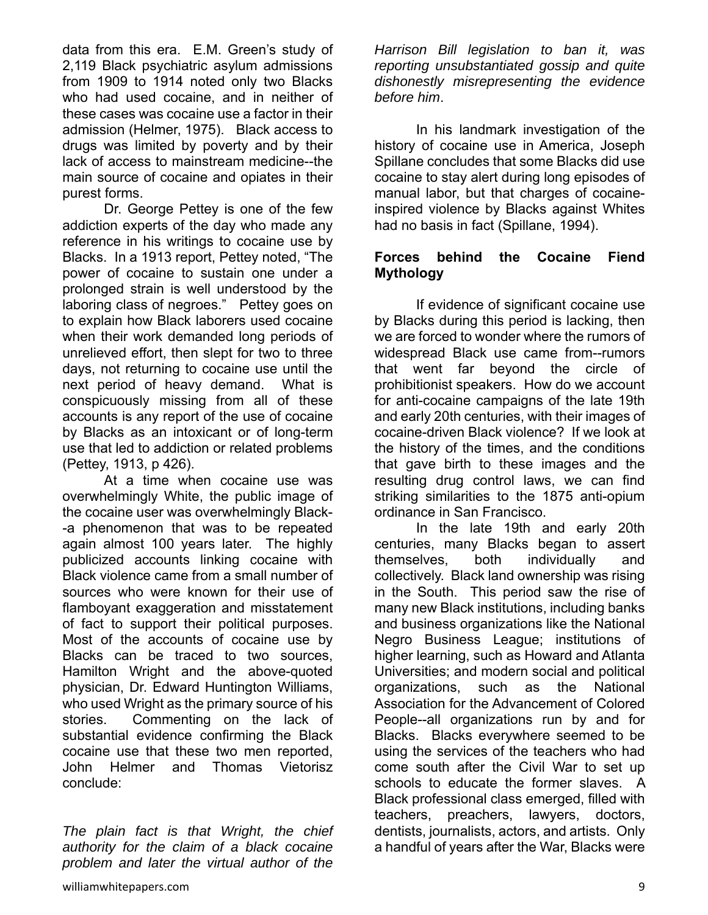data from this era. E.M. Green's study of 2,119 Black psychiatric asylum admissions from 1909 to 1914 noted only two Blacks who had used cocaine, and in neither of these cases was cocaine use a factor in their admission (Helmer, 1975). Black access to drugs was limited by poverty and by their lack of access to mainstream medicine--the main source of cocaine and opiates in their purest forms.

Dr. George Pettey is one of the few addiction experts of the day who made any reference in his writings to cocaine use by Blacks. In a 1913 report, Pettey noted, "The power of cocaine to sustain one under a prolonged strain is well understood by the laboring class of negroes." Pettey goes on to explain how Black laborers used cocaine when their work demanded long periods of unrelieved effort, then slept for two to three days, not returning to cocaine use until the next period of heavy demand. What is conspicuously missing from all of these accounts is any report of the use of cocaine by Blacks as an intoxicant or of long-term use that led to addiction or related problems (Pettey, 1913, p 426).

At a time when cocaine use was overwhelmingly White, the public image of the cocaine user was overwhelmingly Black--a phenomenon that was to be repeated again almost 100 years later. The highly publicized accounts linking cocaine with Black violence came from a small number of sources who were known for their use of flamboyant exaggeration and misstatement of fact to support their political purposes. Most of the accounts of cocaine use by Blacks can be traced to two sources, Hamilton Wright and the above-quoted physician, Dr. Edward Huntington Williams, who used Wright as the primary source of his stories. Commenting on the lack of substantial evidence confirming the Black cocaine use that these two men reported, John Helmer and Thomas Vietorisz conclude:

*The plain fact is that Wright, the chief authority for the claim of a black cocaine problem and later the virtual author of the Harrison Bill legislation to ban it, was reporting unsubstantiated gossip and quite dishonestly misrepresenting the evidence before him*.

In his landmark investigation of the history of cocaine use in America, Joseph Spillane concludes that some Blacks did use cocaine to stay alert during long episodes of manual labor, but that charges of cocaine-inspired violence by Blacks against Whites had no basis in fact (Spillane, 1994).

**Forces behind the Cocaine Fiend Mythology**

If evidence of significant cocaine use by Blacks during this period is lacking, then we are forced to wonder where the rumors of widespread Black use came from--rumors that went far beyond the circle of prohibitionist speakers. How do we account for anti-cocaine campaigns of the late 19th and early 20th centuries, with their images of cocaine-driven Black violence? If we look at the history of the times, and the conditions that gave birth to these images and the resulting drug control laws, we can find striking similarities to the 1875 anti-opium ordinance in San Francisco.

In the late 19th and early 20th centuries, many Blacks began to assert themselves, both individually and collectively. Black land ownership was rising in the South. This period saw the rise of many new Black institutions, including banks and business organizations like the National Negro Business League; institutions of higher learning, such as Howard and Atlanta Universities; and modern social and political organizations, such as the National Association for the Advancement of Colored People--all organizations run by and for Blacks. Blacks everywhere seemed to be using the services of the teachers who had come south after the Civil War to set up schools to educate the former slaves. A Black professional class emerged, filled with teachers, preachers, lawyers, doctors, dentists, journalists, actors, and artists. Only a handful of years after the War, Blacks were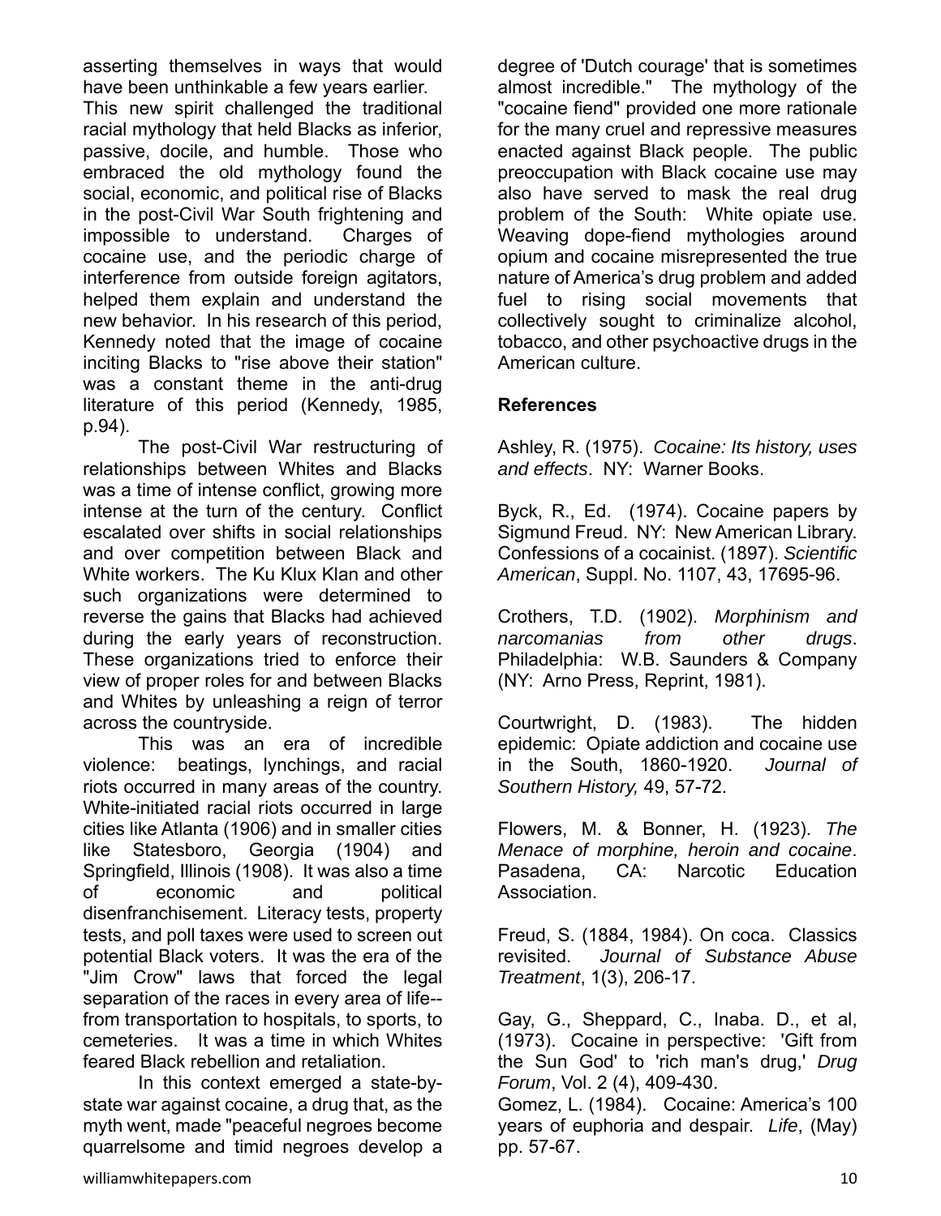asserting themselves in ways that would have been unthinkable a few years earlier. This new spirit challenged the traditional racial mythology that held Blacks as inferior, passive, docile, and humble. Those who embraced the old mythology found the social, economic, and political rise of Blacks in the post-Civil War South frightening and impossible to understand. Charges of cocaine use, and the periodic charge of interference from outside foreign agitators, helped them explain and understand the new behavior. In his research of this period, Kennedy noted that the image of cocaine inciting Blacks to "rise above their station" was a constant theme in the anti-drug literature of this period (Kennedy, 1985, p.94).

The post-Civil War restructuring of relationships between Whites and Blacks was a time of intense conflict, growing more intense at the turn of the century. Conflict escalated over shifts in social relationships and over competition between Black and White workers. The Ku Klux Klan and other such organizations were determined to reverse the gains that Blacks had achieved during the early years of reconstruction. These organizations tried to enforce their view of proper roles for and between Blacks and Whites by unleashing a reign of terror across the countryside.

This was an era of incredible violence: beatings, lynchings, and racial riots occurred in many areas of the country. White-initiated racial riots occurred in large cities like Atlanta (1906) and in smaller cities like Statesboro, Georgia (1904) and Springfield, Illinois (1908). It was also a time of economic and political disenfranchisement. Literacy tests, property tests, and poll taxes were used to screen out potential Black voters. It was the era of the "Jim Crow" laws that forced the legal separation of the races in every area of life--from transportation to hospitals, to sports, to cemeteries. It was a time in which Whites feared Black rebellion and retaliation.

In this context emerged a state-by-state war against cocaine, a drug that, as the myth went, made "peaceful negroes become quarrelsome and timid negroes develop a degree of 'Dutch courage' that is sometimes almost incredible." The mythology of the "cocaine fiend" provided one more rationale for the many cruel and repressive measures enacted against Black people. The public preoccupation with Black cocaine use may also have served to mask the real drug problem of the South: White opiate use. Weaving dope-fiend mythologies around opium and cocaine misrepresented the true nature of America's drug problem and added fuel to rising social movements that collectively sought to criminalize alcohol, tobacco, and other psychoactive drugs in the American culture.

**References**

Ashley, R. (1975). *Cocaine: Its history, uses and effects*. NY: Warner Books.

Byck, R., Ed. (1974). Cocaine papers by Sigmund Freud. NY: New American Library.
Confessions of a cocainist. (1897). *Scientific American*, Suppl. No. 1107, 43, 17695-96.

Crothers, T.D. (1902). *Morphinism and narcomanias from other drugs*. Philadelphia: W.B. Saunders & Company (NY: Arno Press, Reprint, 1981).

Courtwright, D. (1983). The hidden epidemic: Opiate addiction and cocaine use in the South, 1860-1920. *Journal of Southern History,* 49, 57-72.

Flowers, M. & Bonner, H. (1923). *The Menace of morphine, heroin and cocaine*. Pasadena, CA: Narcotic Education Association.

Freud, S. (1884, 1984). On coca. Classics revisited. *Journal of Substance Abuse Treatment*, 1(3), 206-17.

Gay, G., Sheppard, C., Inaba. D., et al, (1973). Cocaine in perspective: 'Gift from the Sun God' to 'rich man's drug,' *Drug Forum*, Vol. 2 (4), 409-430.
Gomez, L. (1984). Cocaine: America's 100 years of euphoria and despair. *Life*, (May) pp. 57-67.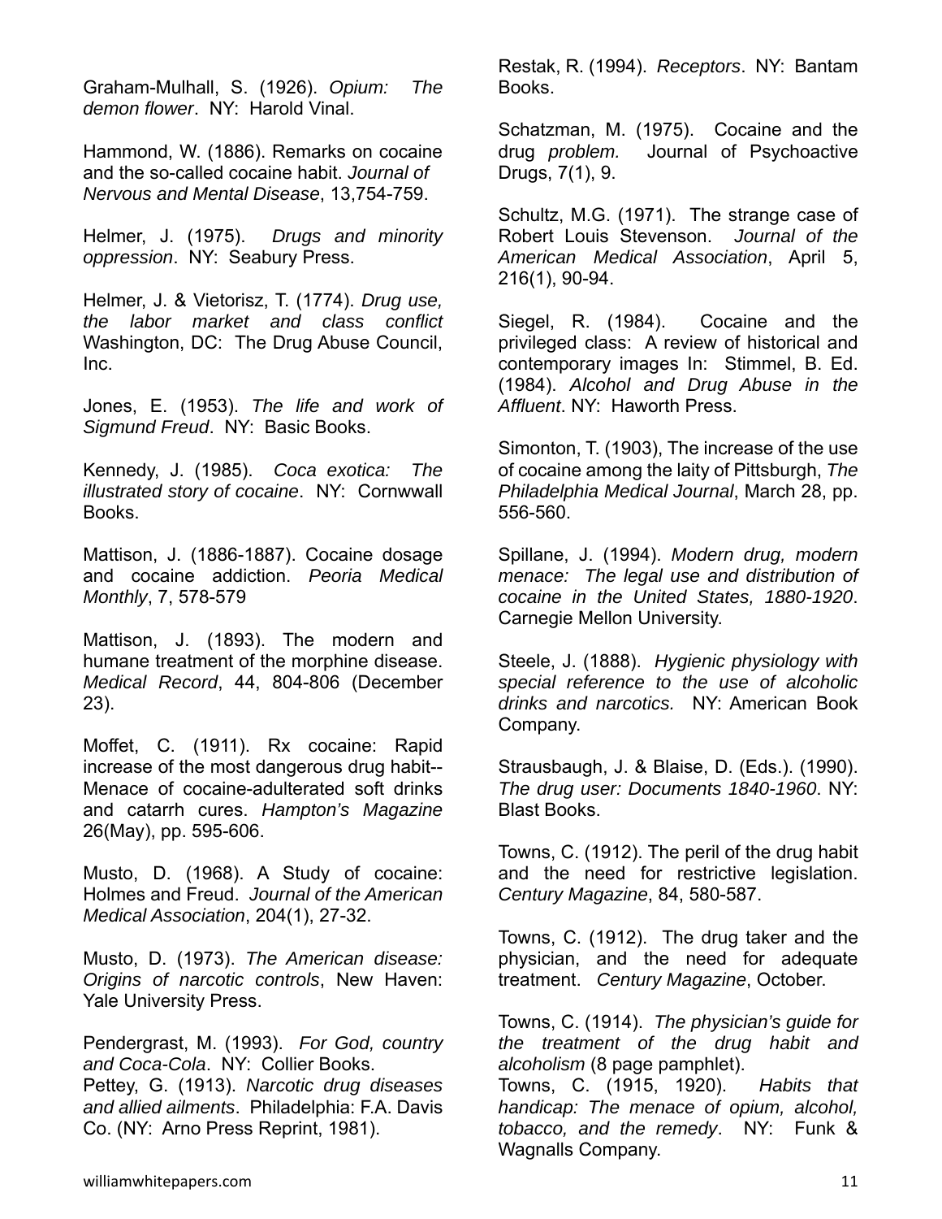Graham-Mulhall, S. (1926). *Opium: The demon flower*. NY: Harold Vinal.

Hammond, W. (1886). Remarks on cocaine and the so-called cocaine habit. *Journal of Nervous and Mental Disease*, 13,754-759.

Helmer, J. (1975). *Drugs and minority oppression*. NY: Seabury Press.

Helmer, J. & Vietorisz, T. (1774). *Drug use, the labor market and class conflict* Washington, DC: The Drug Abuse Council, Inc.

Jones, E. (1953). *The life and work of Sigmund Freud*. NY: Basic Books.

Kennedy, J. (1985). *Coca exotica: The illustrated story of cocaine*. NY: Cornwwall Books.

Mattison, J. (1886-1887). Cocaine dosage and cocaine addiction. *Peoria Medical Monthly*, 7, 578-579

Mattison, J. (1893). The modern and humane treatment of the morphine disease. *Medical Record*, 44, 804-806 (December 23).

Moffet, C. (1911). Rx cocaine: Rapid increase of the most dangerous drug habit--Menace of cocaine-adulterated soft drinks and catarrh cures. *Hampton's Magazine* 26(May), pp. 595-606.

Musto, D. (1968). A Study of cocaine: Holmes and Freud. *Journal of the American Medical Association*, 204(1), 27-32.

Musto, D. (1973). *The American disease: Origins of narcotic controls*, New Haven: Yale University Press.

Pendergrast, M. (1993). *For God, country and Coca-Cola*. NY: Collier Books.

Pettey, G. (1913). *Narcotic drug diseases and allied ailments*. Philadelphia: F.A. Davis Co. (NY: Arno Press Reprint, 1981).

Restak, R. (1994). *Receptors*. NY: Bantam Books.

Schatzman, M. (1975). Cocaine and the drug *problem.* Journal of Psychoactive Drugs, 7(1), 9.

Schultz, M.G. (1971). The strange case of Robert Louis Stevenson. *Journal of the American Medical Association*, April 5, 216(1), 90-94.

Siegel, R. (1984). Cocaine and the privileged class: A review of historical and contemporary images In: Stimmel, B. Ed. (1984). *Alcohol and Drug Abuse in the Affluent*. NY: Haworth Press.

Simonton, T. (1903), The increase of the use of cocaine among the laity of Pittsburgh, *The Philadelphia Medical Journal*, March 28, pp. 556-560.

Spillane, J. (1994). *Modern drug, modern menace: The legal use and distribution of cocaine in the United States, 1880-1920*. Carnegie Mellon University.

Steele, J. (1888). *Hygienic physiology with special reference to the use of alcoholic drinks and narcotics.* NY: American Book Company.

Strausbaugh, J. & Blaise, D. (Eds.). (1990). *The drug user: Documents 1840-1960*. NY: Blast Books.

Towns, C. (1912). The peril of the drug habit and the need for restrictive legislation. *Century Magazine*, 84, 580-587.

Towns, C. (1912). The drug taker and the physician, and the need for adequate treatment. *Century Magazine*, October.

Towns, C. (1914). *The physician's guide for the treatment of the drug habit and alcoholism* (8 page pamphlet).

Towns, C. (1915, 1920). *Habits that handicap: The menace of opium, alcohol, tobacco, and the remedy*. NY: Funk & Wagnalls Company.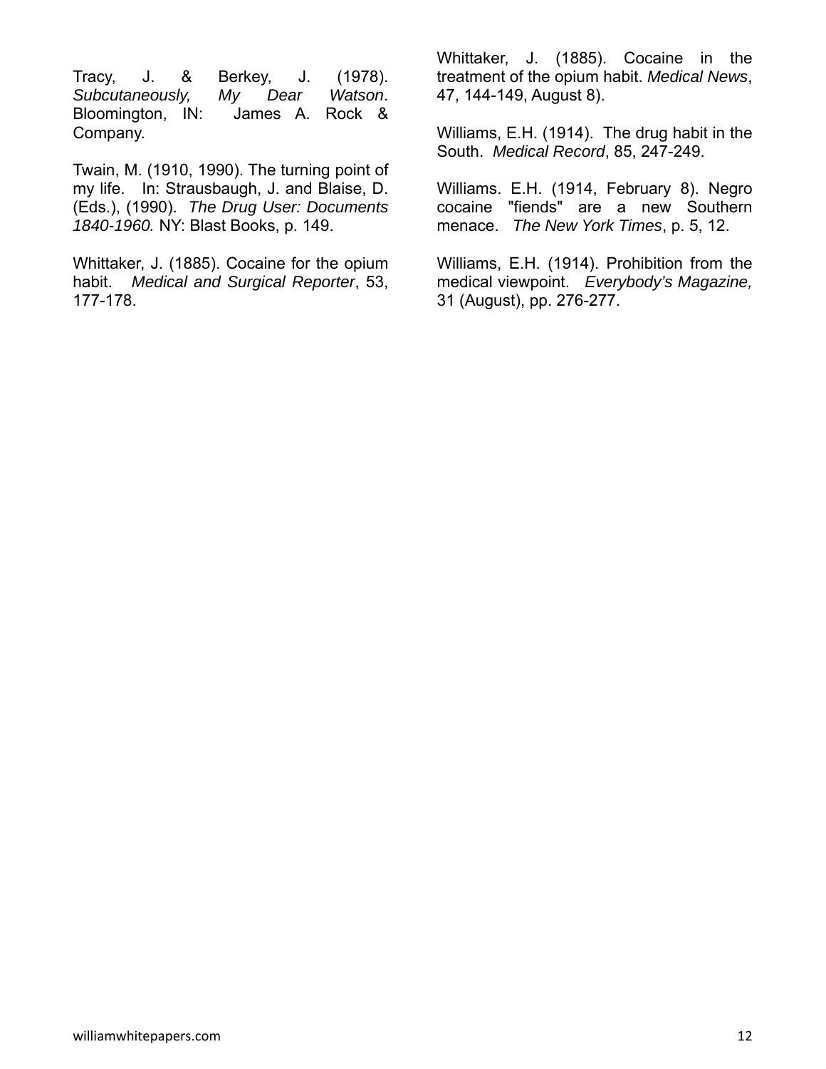Tracy, J. & Berkey, J. (1978). *Subcutaneously, My Dear Watson*. Bloomington, IN: James A. Rock & Company.

Twain, M. (1910, 1990). The turning point of my life. In: Strausbaugh, J. and Blaise, D. (Eds.), (1990). *The Drug User: Documents 1840-1960.* NY: Blast Books, p. 149.

Whittaker, J. (1885). Cocaine for the opium habit. *Medical and Surgical Reporter*, 53, 177-178.

Whittaker, J. (1885). Cocaine in the treatment of the opium habit. *Medical News*, 47, 144-149, August 8).

Williams, E.H. (1914). The drug habit in the South. *Medical Record*, 85, 247-249.

Williams. E.H. (1914, February 8). Negro cocaine "fiends" are a new Southern menace. *The New York Times*, p. 5, 12.

Williams, E.H. (1914). Prohibition from the medical viewpoint. *Everybody's Magazine,* 31 (August), pp. 276-277.